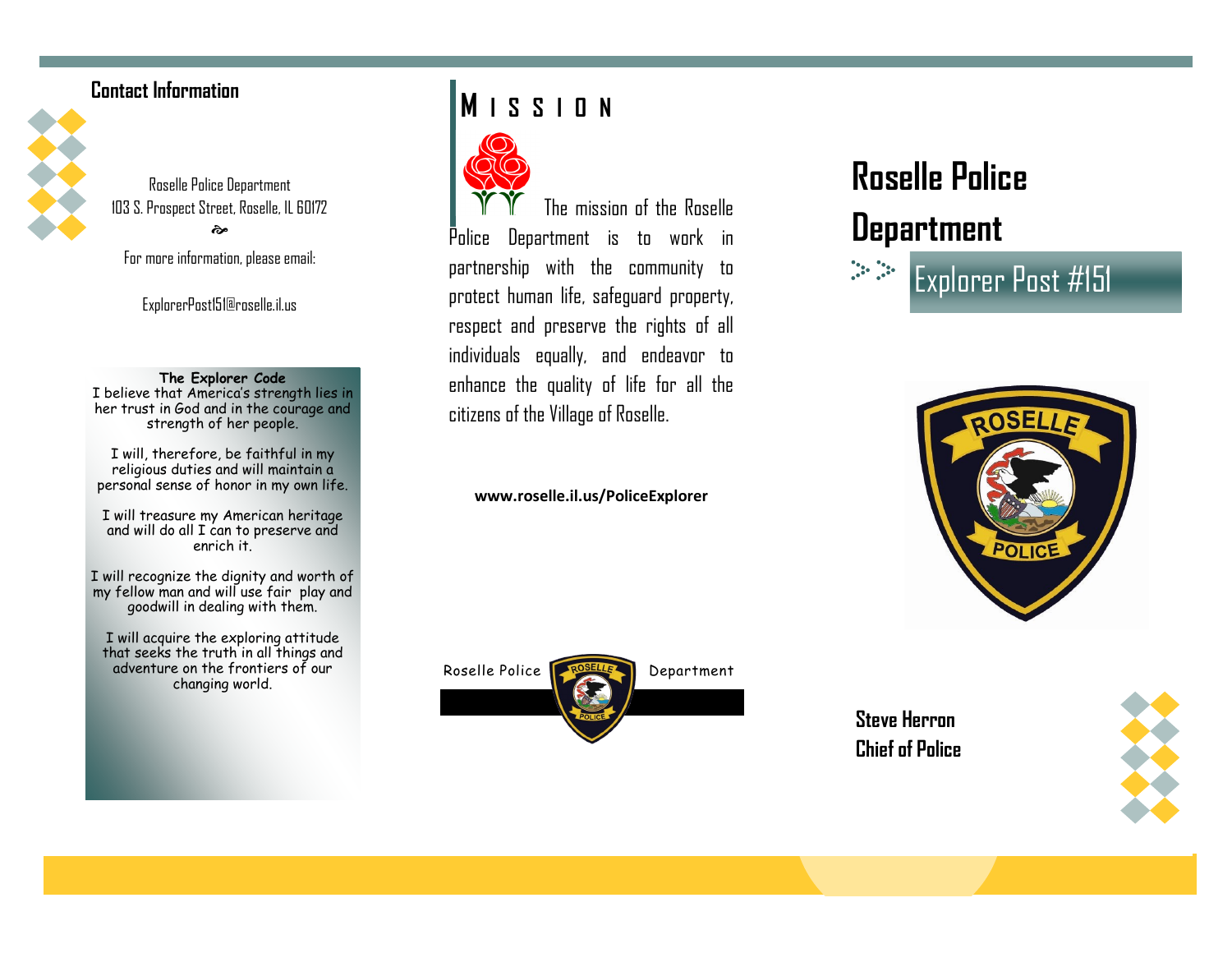## Contact Information

Roselle Police Department
103 S. Prospect Street, Roselle, IL 60172

For more information, please email:

ExplorerPost151@roselle.il.us

**The Explorer Code**

I believe that America's strength lies in her trust in God and in the courage and strength of her people.

I will, therefore, be faithful in my religious duties and will maintain a personal sense of honor in my own life.

I will treasure my American heritage and will do all I can to preserve and enrich it.

I will recognize the dignity and worth of my fellow man and will use fair play and goodwill in dealing with them.

I will acquire the exploring attitude that seeks the truth in all things and adventure on the frontiers of our changing world.

## MISSION

The mission of the Roselle Police Department is to work in partnership with the community to protect human life, safeguard property, respect and preserve the rights of all individuals equally, and endeavor to enhance the quality of life for all the citizens of the Village of Roselle.

**www.roselle.il.us/PoliceExplorer**

Roselle Police Department

# Roselle Police Department

## Explorer Post #151

**Steve Herron**
**Chief of Police**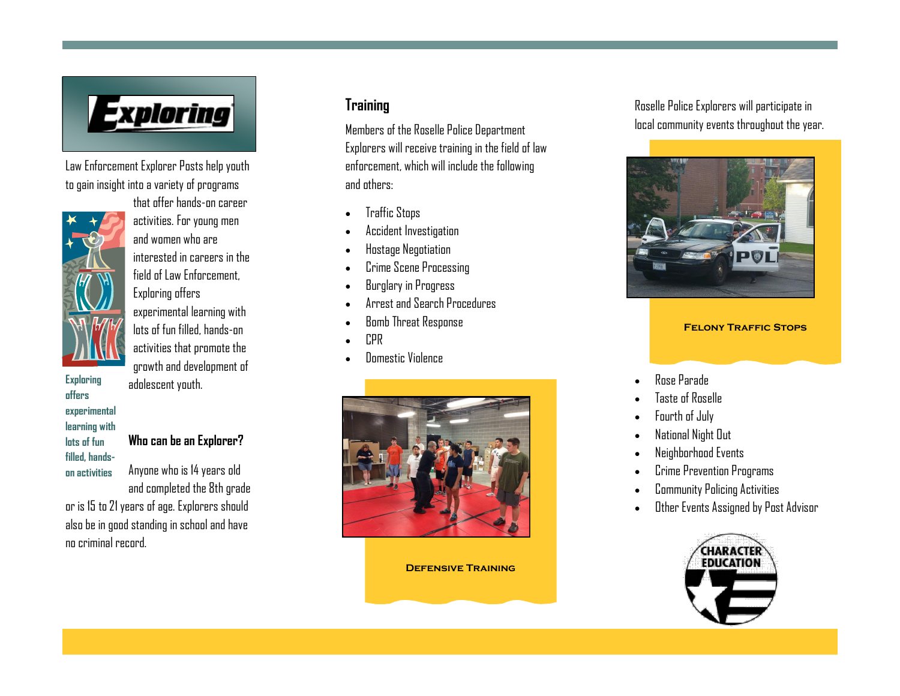Law Enforcement Explorer Posts help youth to gain insight into a variety of programs that offer hands-on career activities. For young men and women who are interested in careers in the field of Law Enforcement, Exploring offers experimental learning with lots of fun filled, hands-on activities that promote the growth and development of adolescent youth.

**Exploring offers experimental learning with lots of fun filled, hands-on activities**

### Who can be an Explorer?

Anyone who is 14 years old and completed the 8th grade or is 15 to 21 years of age. Explorers should also be in good standing in school and have no criminal record.

## Training

Members of the Roselle Police Department Explorers will receive training in the field of law enforcement, which will include the following and others:

- Traffic Stops
- Accident Investigation
- Hostage Negotiation
- Crime Scene Processing
- Burglary in Progress
- Arrest and Search Procedures
- Bomb Threat Response
- CPR
- Domestic Violence

**Defensive Training**

Roselle Police Explorers will participate in local community events throughout the year.

**Felony Traffic Stops**

- Rose Parade
- Taste of Roselle
- Fourth of July
- National Night Out
- Neighborhood Events
- Crime Prevention Programs
- Community Policing Activities
- Other Events Assigned by Post Advisor

CHARACTER EDUCATION